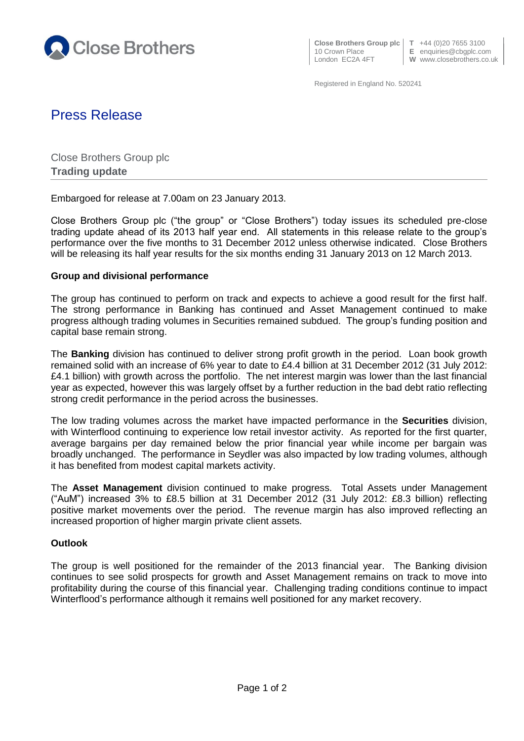Close Brothers Group plc
10 Crown Place
London EC2A 4FT

T +44 (0)20 7655 3100
E enquiries@cbgplc.com
W www.closebrothers.co.uk

Registered in England No. 520241

# Press Release

Close Brothers Group plc
**Trading update**

Embargoed for release at 7.00am on 23 January 2013.

Close Brothers Group plc ("the group" or "Close Brothers") today issues its scheduled pre-close trading update ahead of its 2013 half year end. All statements in this release relate to the group's performance over the five months to 31 December 2012 unless otherwise indicated. Close Brothers will be releasing its half year results for the six months ending 31 January 2013 on 12 March 2013.

**Group and divisional performance**

The group has continued to perform on track and expects to achieve a good result for the first half. The strong performance in Banking has continued and Asset Management continued to make progress although trading volumes in Securities remained subdued. The group's funding position and capital base remain strong.

The **Banking** division has continued to deliver strong profit growth in the period. Loan book growth remained solid with an increase of 6% year to date to £4.4 billion at 31 December 2012 (31 July 2012: £4.1 billion) with growth across the portfolio. The net interest margin was lower than the last financial year as expected, however this was largely offset by a further reduction in the bad debt ratio reflecting strong credit performance in the period across the businesses.

The low trading volumes across the market have impacted performance in the **Securities** division, with Winterflood continuing to experience low retail investor activity. As reported for the first quarter, average bargains per day remained below the prior financial year while income per bargain was broadly unchanged. The performance in Seydler was also impacted by low trading volumes, although it has benefited from modest capital markets activity.

The **Asset Management** division continued to make progress. Total Assets under Management ("AuM") increased 3% to £8.5 billion at 31 December 2012 (31 July 2012: £8.3 billion) reflecting positive market movements over the period. The revenue margin has also improved reflecting an increased proportion of higher margin private client assets.

**Outlook**

The group is well positioned for the remainder of the 2013 financial year. The Banking division continues to see solid prospects for growth and Asset Management remains on track to move into profitability during the course of this financial year. Challenging trading conditions continue to impact Winterflood's performance although it remains well positioned for any market recovery.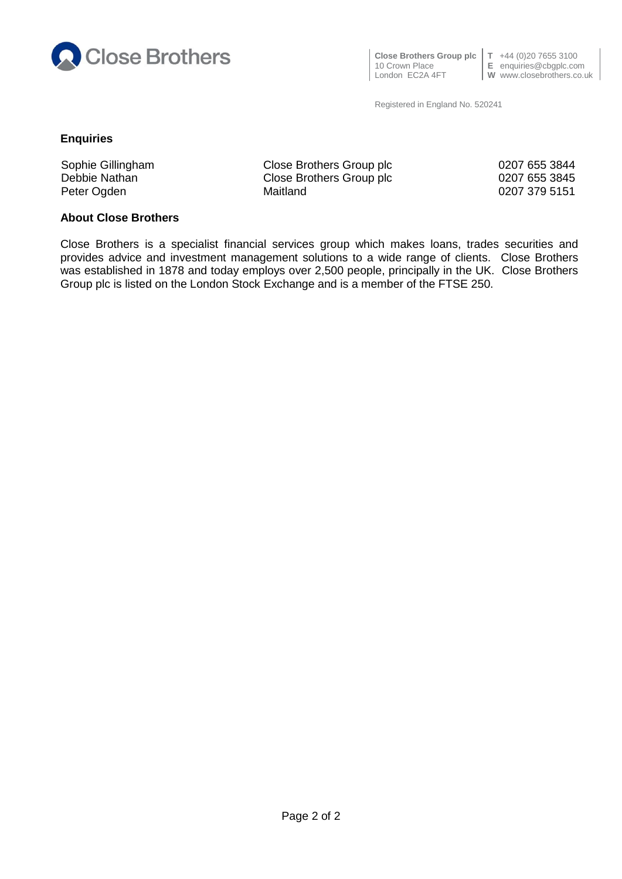Close Brothers

**Close Brothers Group plc**
10 Crown Place
London EC2A 4FT

**T** +44 (0)20 7655 3100
**E** enquiries@cbgplc.com
**W** www.closebrothers.co.uk

Registered in England No. 520241

## Enquiries

| | | |
|---|---|---|
| Sophie Gillingham | Close Brothers Group plc | 0207 655 3844 |
| Debbie Nathan | Close Brothers Group plc | 0207 655 3845 |
| Peter Ogden | Maitland | 0207 379 5151 |

## About Close Brothers

Close Brothers is a specialist financial services group which makes loans, trades securities and provides advice and investment management solutions to a wide range of clients. Close Brothers was established in 1878 and today employs over 2,500 people, principally in the UK. Close Brothers Group plc is listed on the London Stock Exchange and is a member of the FTSE 250.